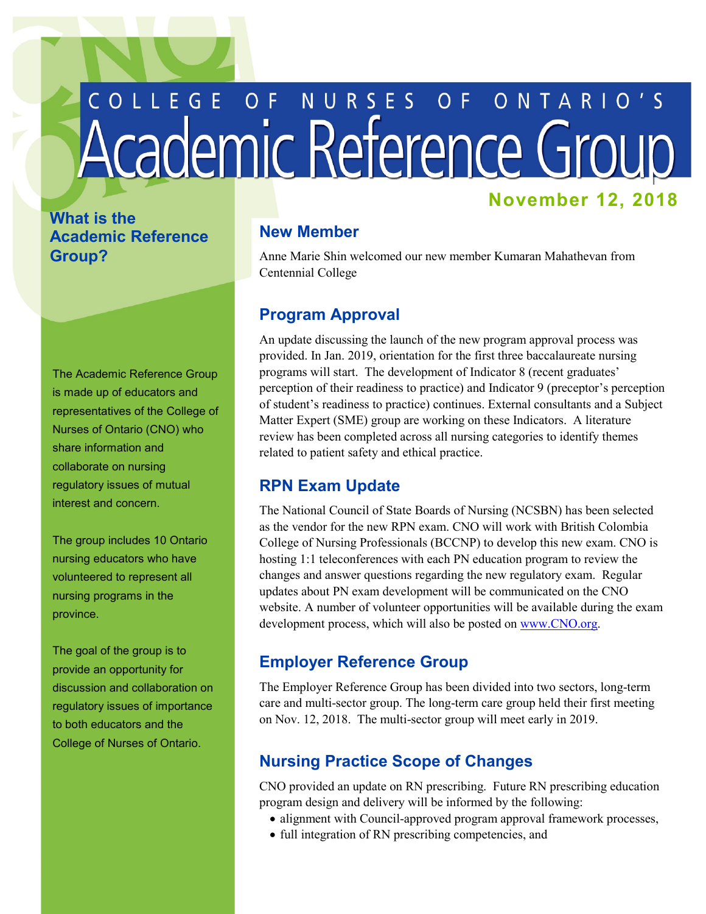# College of Nurses of Ontario's Academic Reference Group

**November 12, 2018**

## What is the Academic Reference Group?

The Academic Reference Group is made up of educators and representatives of the College of Nurses of Ontario (CNO) who share information and collaborate on nursing regulatory issues of mutual interest and concern.

The group includes 10 Ontario nursing educators who have volunteered to represent all nursing programs in the province.

The goal of the group is to provide an opportunity for discussion and collaboration on regulatory issues of importance to both educators and the College of Nurses of Ontario.

## New Member

Anne Marie Shin welcomed our new member Kumaran Mahathevan from Centennial College

## Program Approval

An update discussing the launch of the new program approval process was provided. In Jan. 2019, orientation for the first three baccalaureate nursing programs will start. The development of Indicator 8 (recent graduates' perception of their readiness to practice) and Indicator 9 (preceptor's perception of student's readiness to practice) continues. External consultants and a Subject Matter Expert (SME) group are working on these Indicators. A literature review has been completed across all nursing categories to identify themes related to patient safety and ethical practice.

## RPN Exam Update

The National Council of State Boards of Nursing (NCSBN) has been selected as the vendor for the new RPN exam. CNO will work with British Colombia College of Nursing Professionals (BCCNP) to develop this new exam. CNO is hosting 1:1 teleconferences with each PN education program to review the changes and answer questions regarding the new regulatory exam. Regular updates about PN exam development will be communicated on the CNO website. A number of volunteer opportunities will be available during the exam development process, which will also be posted on www.CNO.org.

## Employer Reference Group

The Employer Reference Group has been divided into two sectors, long-term care and multi-sector group. The long-term care group held their first meeting on Nov. 12, 2018. The multi-sector group will meet early in 2019.

## Nursing Practice Scope of Changes

CNO provided an update on RN prescribing. Future RN prescribing education program design and delivery will be informed by the following:

- alignment with Council-approved program approval framework processes,
- full integration of RN prescribing competencies, and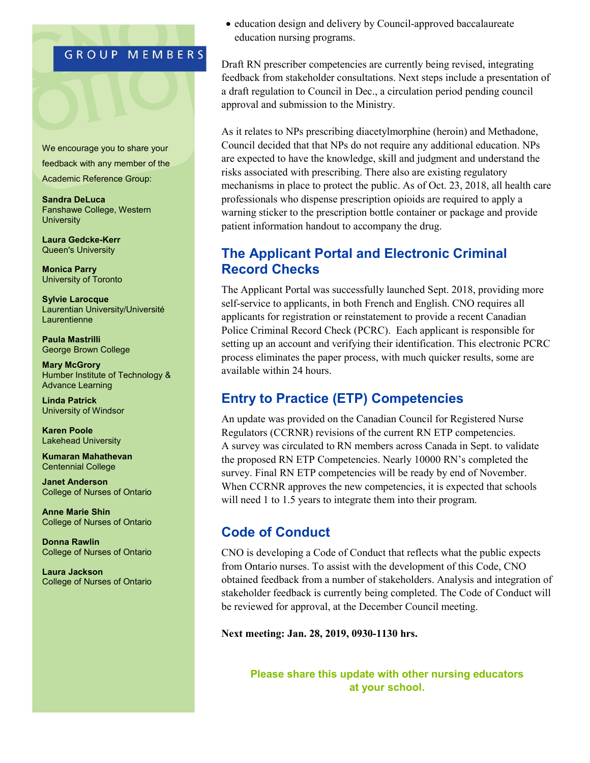## GROUP MEMBERS

We encourage you to share your feedback with any member of the Academic Reference Group:

**Sandra DeLuca**
Fanshawe College, Western University

**Laura Gedcke-Kerr**
Queen's University

**Monica Parry**
University of Toronto

**Sylvie Larocque**
Laurentian University/Université Laurentienne

**Paula Mastrilli**
George Brown College

**Mary McGrory**
Humber Institute of Technology & Advance Learning

**Linda Patrick**
University of Windsor

**Karen Poole**
Lakehead University

**Kumaran Mahathevan**
Centennial College

**Janet Anderson**
College of Nurses of Ontario

**Anne Marie Shin**
College of Nurses of Ontario

**Donna Rawlin**
College of Nurses of Ontario

**Laura Jackson**
College of Nurses of Ontario

- education design and delivery by Council-approved baccalaureate education nursing programs.

Draft RN prescriber competencies are currently being revised, integrating feedback from stakeholder consultations. Next steps include a presentation of a draft regulation to Council in Dec., a circulation period pending council approval and submission to the Ministry.

As it relates to NPs prescribing diacetylmorphine (heroin) and Methadone, Council decided that that NPs do not require any additional education. NPs are expected to have the knowledge, skill and judgment and understand the risks associated with prescribing. There also are existing regulatory mechanisms in place to protect the public. As of Oct. 23, 2018, all health care professionals who dispense prescription opioids are required to apply a warning sticker to the prescription bottle container or package and provide patient information handout to accompany the drug.

## The Applicant Portal and Electronic Criminal Record Checks

The Applicant Portal was successfully launched Sept. 2018, providing more self-service to applicants, in both French and English. CNO requires all applicants for registration or reinstatement to provide a recent Canadian Police Criminal Record Check (PCRC). Each applicant is responsible for setting up an account and verifying their identification. This electronic PCRC process eliminates the paper process, with much quicker results, some are available within 24 hours.

## Entry to Practice (ETP) Competencies

An update was provided on the Canadian Council for Registered Nurse Regulators (CCRNR) revisions of the current RN ETP competencies. A survey was circulated to RN members across Canada in Sept. to validate the proposed RN ETP Competencies. Nearly 10000 RN's completed the survey. Final RN ETP competencies will be ready by end of November. When CCRNR approves the new competencies, it is expected that schools will need 1 to 1.5 years to integrate them into their program.

## Code of Conduct

CNO is developing a Code of Conduct that reflects what the public expects from Ontario nurses. To assist with the development of this Code, CNO obtained feedback from a number of stakeholders. Analysis and integration of stakeholder feedback is currently being completed. The Code of Conduct will be reviewed for approval, at the December Council meeting.

**Next meeting: Jan. 28, 2019, 0930-1130 hrs.**

**Please share this update with other nursing educators at your school.**